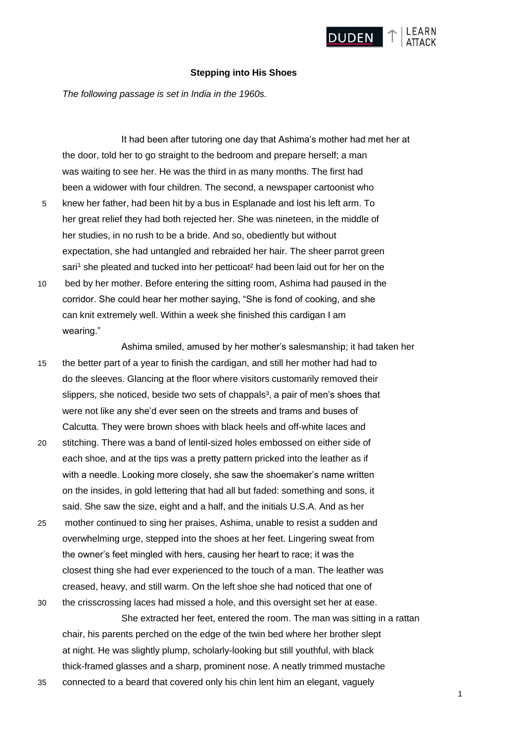**Stepping into His Shoes**

*The following passage is set in India in the 1960s.*

It had been after tutoring one day that Ashima's mother had met her at the door, told her to go straight to the bedroom and prepare herself; a man was waiting to see her. He was the third in as many months. The first had been a widower with four children. The second, a newspaper cartoonist who knew her father, had been hit by a bus in Esplanade and lost his left arm. To her great relief they had both rejected her. She was nineteen, in the middle of her studies, in no rush to be a bride. And so, obediently but without expectation, she had untangled and rebraided her hair. The sheer parrot green sari[1] she pleated and tucked into her petticoat[2] had been laid out for her on the bed by her mother. Before entering the sitting room, Ashima had paused in the corridor. She could hear her mother saying, "She is fond of cooking, and she can knit extremely well. Within a week she finished this cardigan I am wearing."

Ashima smiled, amused by her mother's salesmanship; it had taken her the better part of a year to finish the cardigan, and still her mother had had to do the sleeves. Glancing at the floor where visitors customarily removed their slippers, she noticed, beside two sets of chappals[3], a pair of men's shoes that were not like any she'd ever seen on the streets and trams and buses of Calcutta. They were brown shoes with black heels and off-white laces and stitching. There was a band of lentil-sized holes embossed on either side of each shoe, and at the tips was a pretty pattern pricked into the leather as if with a needle. Looking more closely, she saw the shoemaker's name written on the insides, in gold lettering that had all but faded: something and sons, it said. She saw the size, eight and a half, and the initials U.S.A. And as her mother continued to sing her praises, Ashima, unable to resist a sudden and overwhelming urge, stepped into the shoes at her feet. Lingering sweat from the owner's feet mingled with hers, causing her heart to race; it was the closest thing she had ever experienced to the touch of a man. The leather was creased, heavy, and still warm. On the left shoe she had noticed that one of the crisscrossing laces had missed a hole, and this oversight set her at ease.

She extracted her feet, entered the room. The man was sitting in a rattan chair, his parents perched on the edge of the twin bed where her brother slept at night. He was slightly plump, scholarly-looking but still youthful, with black thick-framed glasses and a sharp, prominent nose. A neatly trimmed mustache connected to a beard that covered only his chin lent him an elegant, vaguely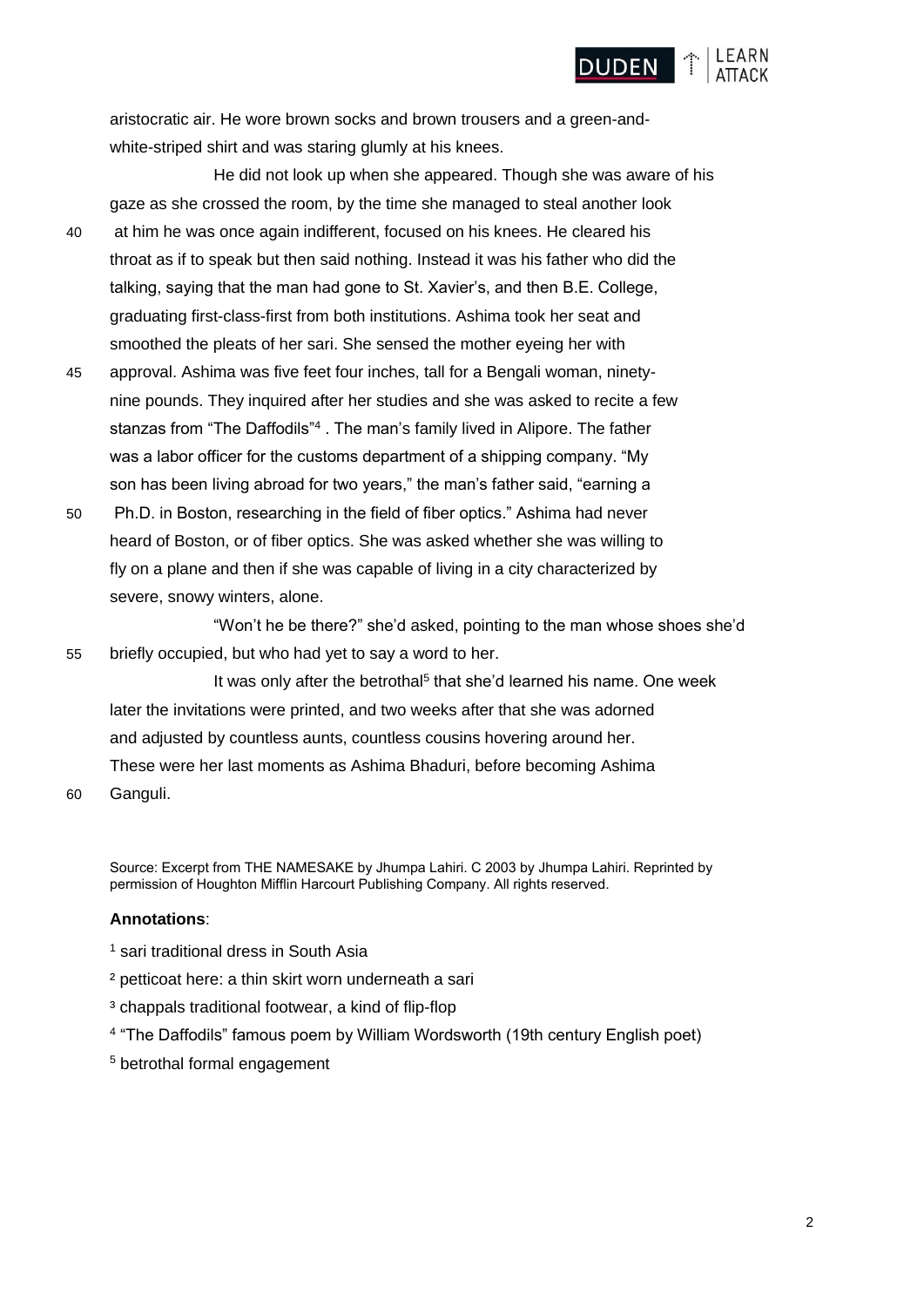aristocratic air. He wore brown socks and brown trousers and a green-and-white-striped shirt and was staring glumly at his knees.

He did not look up when she appeared. Though she was aware of his gaze as she crossed the room, by the time she managed to steal another look at him he was once again indifferent, focused on his knees. He cleared his throat as if to speak but then said nothing. Instead it was his father who did the talking, saying that the man had gone to St. Xavier's, and then B.E. College, graduating first-class-first from both institutions. Ashima took her seat and smoothed the pleats of her sari. She sensed the mother eyeing her with approval. Ashima was five feet four inches, tall for a Bengali woman, ninety-nine pounds. They inquired after her studies and she was asked to recite a few stanzas from "The Daffodils"[4] . The man's family lived in Alipore. The father was a labor officer for the customs department of a shipping company. "My son has been living abroad for two years," the man's father said, "earning a Ph.D. in Boston, researching in the field of fiber optics." Ashima had never heard of Boston, or of fiber optics. She was asked whether she was willing to fly on a plane and then if she was capable of living in a city characterized by severe, snowy winters, alone.

"Won't he be there?" she'd asked, pointing to the man whose shoes she'd briefly occupied, but who had yet to say a word to her.

It was only after the betrothal[5] that she'd learned his name. One week later the invitations were printed, and two weeks after that she was adorned and adjusted by countless aunts, countless cousins hovering around her. These were her last moments as Ashima Bhaduri, before becoming Ashima Ganguli.

Source: Excerpt from THE NAMESAKE by Jhumpa Lahiri. C 2003 by Jhumpa Lahiri. Reprinted by permission of Houghton Mifflin Harcourt Publishing Company. All rights reserved.

**Annotations**:

[1] sari traditional dress in South Asia

[2] petticoat here: a thin skirt worn underneath a sari

[3] chappals traditional footwear, a kind of flip-flop

[4] "The Daffodils" famous poem by William Wordsworth (19th century English poet)

[5] betrothal formal engagement